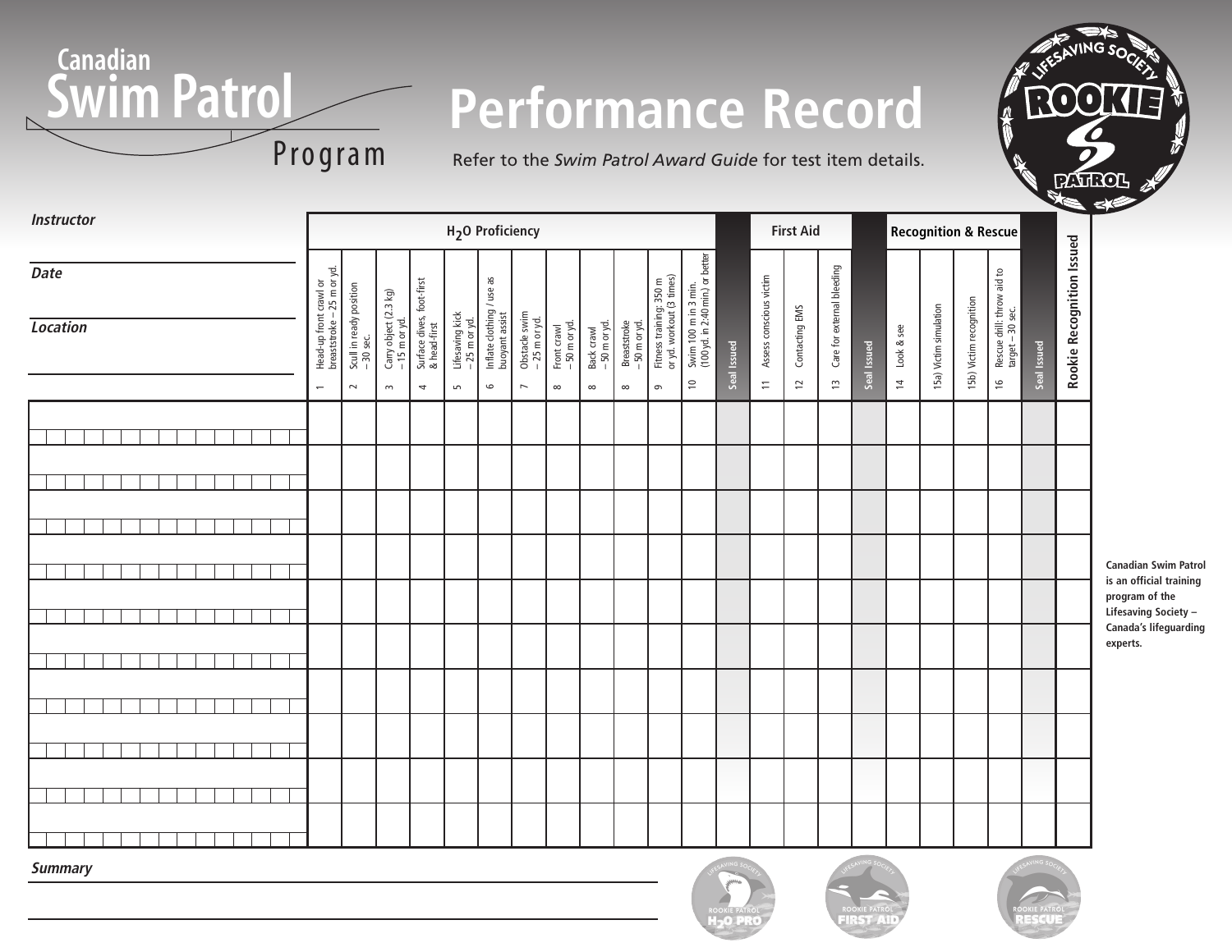# Canadian Swim Patrol Program

# Performance Record

Refer to the *Swim Patrol Award Guide* for test item details.

ROOKIE PATROL — LIFESAVING SOCIETY

***Instructor*** ____________________

***Date*** ____________________

***Location*** ____________________

| | H2O Proficiency | | | | | | | | | | | | | First Aid | | | | Recognition & Rescue | | | | | |
|---|---|---|---|---|---|---|---|---|---|---|---|---|---|---|---|---|---|---|---|---|---|---|---|
| Name | 1 Head-up front crawl or breaststroke – 25 m or yd. | 2 Scull in ready position – 30 sec. | 3 Carry object (2.3 kg) – 15 m or yd. | 4 Surface dives, foot-first & head-first | 5 Lifesaving kick – 25 m or yd. | 6 Inflate clothing / use as buoyant assist | 7 Obstacle swim – 25 m or yd. | 8 Front crawl – 50 m or yd. | 8 Back crawl – 50 m or yd. | 8 Breaststroke – 50 m or yd. | 9 Fitness training: 350 m or yd. workout (3 times) | 10 Swim 100 m in 3 min. (100 yd. in 2:40 min.) or better | Seal Issued | 11 Assess conscious victim | 12 Contacting EMS | 13 Care for external bleeding | Seal Issued | 14 Look & see | 15a) Victim simulation | 15b) Victim recognition | 16 Rescue drill: throw aid to target – 30 sec. | Seal Issued | Rookie Recognition Issued |
| | | | | | | | | | | | | | | | | | | | | | | | |
| | | | | | | | | | | | | | | | | | | | | | | | |
| | | | | | | | | | | | | | | | | | | | | | | | |
| | | | | | | | | | | | | | | | | | | | | | | | |
| | | | | | | | | | | | | | | | | | | | | | | | |
| | | | | | | | | | | | | | | | | | | | | | | | |
| | | | | | | | | | | | | | | | | | | | | | | | |
| | | | | | | | | | | | | | | | | | | | | | | | |
| | | | | | | | | | | | | | | | | | | | | | | | |
| | | | | | | | | | | | | | | | | | | | | | | | |

**Canadian Swim Patrol is an official training program of the Lifesaving Society – Canada's lifeguarding experts.**

***Summary*** ____________________

ROOKIE PATROL $H_2O$ PRO — ROOKIE PATROL FIRST AID — ROOKIE PATROL RESCUE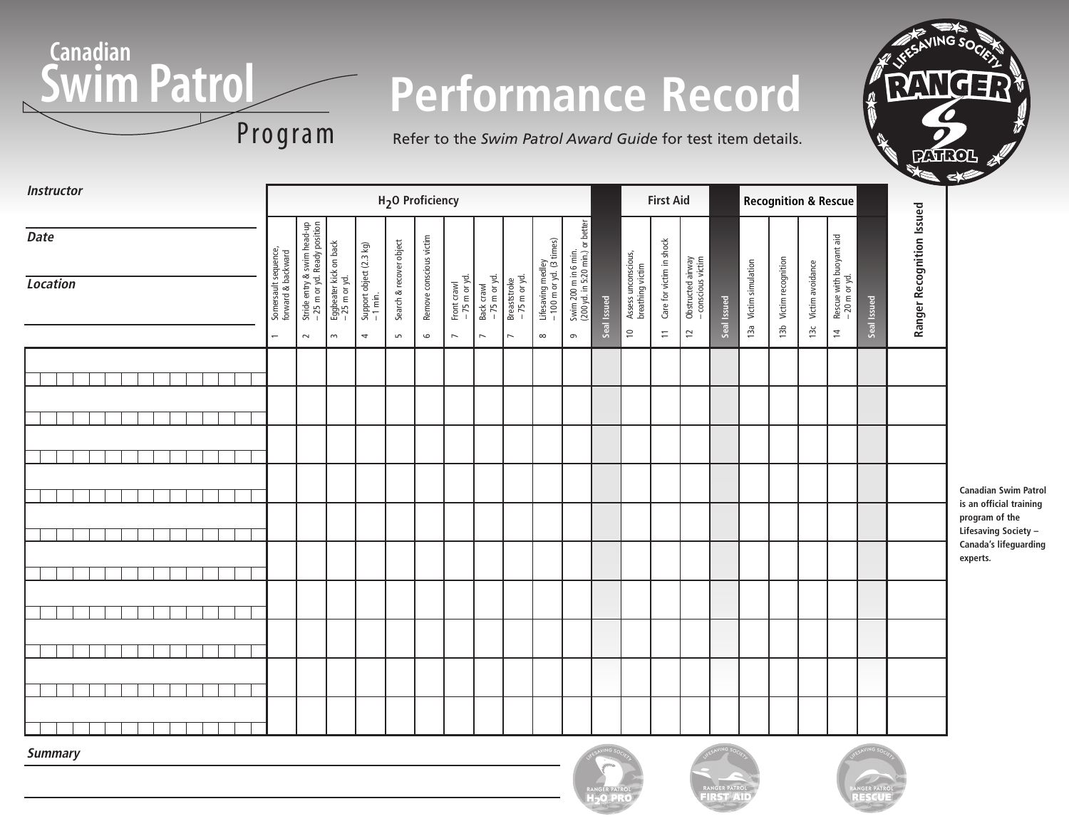# Canadian Swim Patrol Program

# Performance Record

Refer to the *Swim Patrol Award Guide* for test item details.

RANGER

***Instructor***

***Date***

***Location***

| Name | H$_2$O Proficiency | | | | | | | | | | | | First Aid | | | | Recognition & Rescue | | | | | Ranger Recognition Issued |
|---|---|---|---|---|---|---|---|---|---|---|---|---|---|---|---|---|---|---|---|---|---|---|
| | 1 Somersault sequence, forward & backward | 2 Stride entry & swim head-up – 25 m or yd. Ready position | 3 Eggbeater kick on back – 25 m or yd. | 4 Support object (2.3 kg) – 1 min. | 5 Search & recover object | 6 Remove conscious victim | 7 Front crawl – 75 m or yd. | 7 Back crawl – 75 m or yd. | 7 Breaststroke – 75 m or yd. | 8 Lifesaving medley – 100 m or yd. (3 times) | 9 Swim 200 m in 6 min. (200 yd. in 5:20 min.) or better | Seal Issued | 10 Assess unconscious, breathing victim | 11 Care for victim in shock | 12 Obstructed airway – conscious victim | Seal Issued | 13a Victim simulation | 13b Victim recognition | 13c Victim avoidance | 14 Rescue with buoyant aid – 20 m or yd. | Seal Issued | |
| | | | | | | | | | | | | | | | | | | | | | | |
| | | | | | | | | | | | | | | | | | | | | | | |
| | | | | | | | | | | | | | | | | | | | | | | |
| | | | | | | | | | | | | | | | | | | | | | | |
| | | | | | | | | | | | | | | | | | | | | | | |
| | | | | | | | | | | | | | | | | | | | | | | |
| | | | | | | | | | | | | | | | | | | | | | | |
| | | | | | | | | | | | | | | | | | | | | | | |
| | | | | | | | | | | | | | | | | | | | | | | |
| | | | | | | | | | | | | | | | | | | | | | | |

**Canadian Swim Patrol is an official training program of the Lifesaving Society – Canada's lifeguarding experts.**

***Summary***

RANGER PATROL H$_2$O PRO

RANGER PATROL FIRST AID

RANGER PATROL RESCUE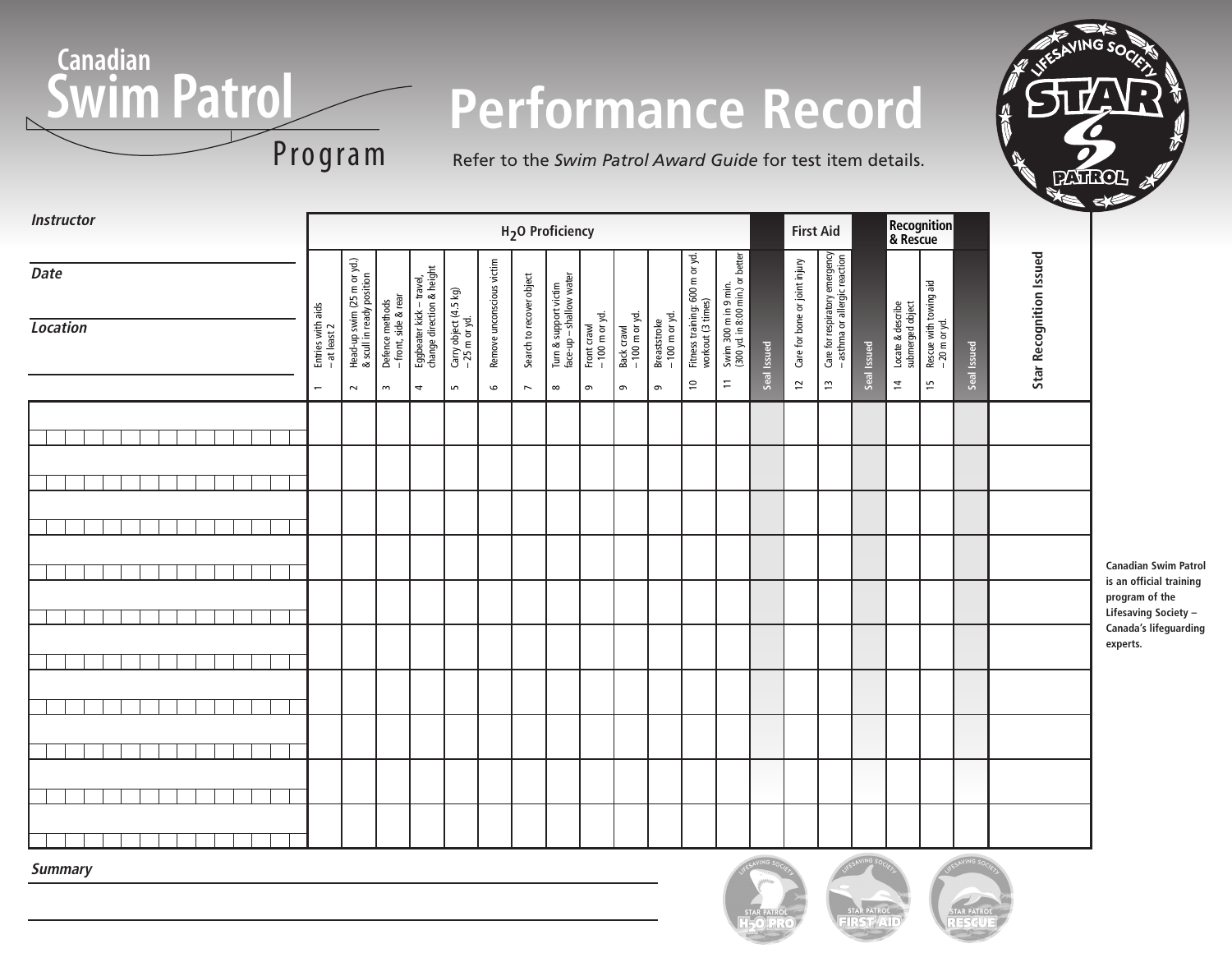# Canadian Swim Patrol Program

# Performance Record

Refer to the *Swim Patrol Award Guide* for test item details.

***Instructor***

***Date***

***Location***

| | H$_2$O Proficiency | | | | | | | | | | | | | | First Aid | | | Recognition & Rescue | | | |
|---|---|---|---|---|---|---|---|---|---|---|---|---|---|---|---|---|---|---|---|---|---|
| Name | 1 Entries with aids – at least 2 | 2 Head-up swim (25 m or yd.) & scull in ready position | 3 Defence methods – front, side & rear | 4 Eggbeater kick – travel, change direction & height | 5 Carry object (4.5 kg) – 25 m or yd. | 6 Remove unconscious victim | 7 Search to recover object | 8 Turn & support victim face-up – shallow water | 9 Front crawl – 100 m or yd. | 9 Back crawl – 100 m or yd. | 9 Breaststroke – 100 m or yd. | 10 Fitness training: 600 m or yd. workout (3 times) | 11 Swim 300 m in 9 min. (300 yd. in 8:00 min.) or better | Seal Issued | 12 Care for bone or joint injury | 13 Care for respiratory emergency – asthma or allergic reaction | Seal Issued | 14 Locate & describe submerged object | 15 Rescue with towing aid – 20 m or yd. | Seal Issued | Star Recognition Issued |
| | | | | | | | | | | | | | | | | | | | | | |
| | | | | | | | | | | | | | | | | | | | | | |
| | | | | | | | | | | | | | | | | | | | | | |
| | | | | | | | | | | | | | | | | | | | | | |
| | | | | | | | | | | | | | | | | | | | | | |
| | | | | | | | | | | | | | | | | | | | | | |
| | | | | | | | | | | | | | | | | | | | | | |
| | | | | | | | | | | | | | | | | | | | | | |
| | | | | | | | | | | | | | | | | | | | | | |
| | | | | | | | | | | | | | | | | | | | | | |

**Canadian Swim Patrol is an official training program of the Lifesaving Society – Canada's lifeguarding experts.**

***Summary***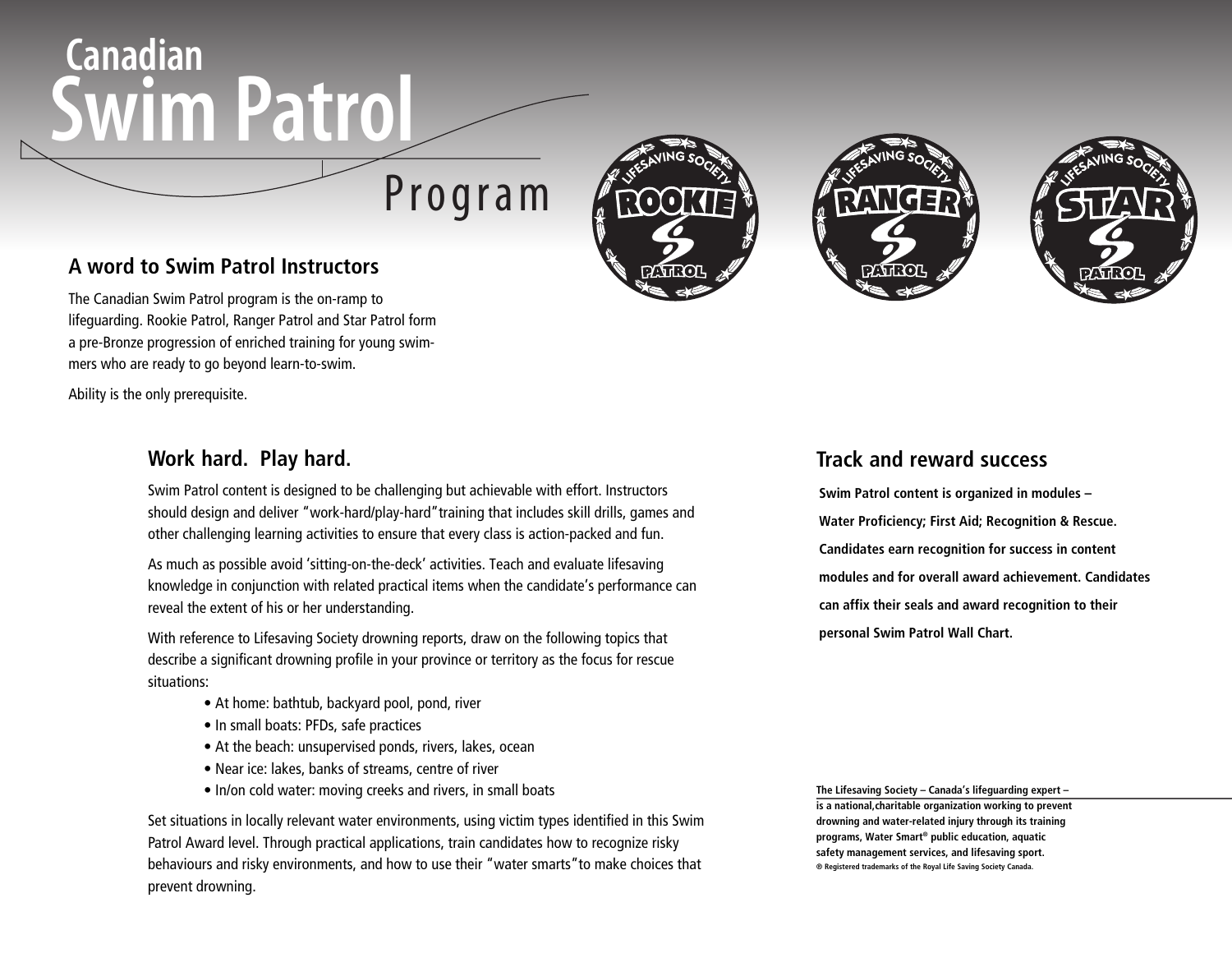# Canadian Swim Patrol Program

## A word to Swim Patrol Instructors

The Canadian Swim Patrol program is the on-ramp to lifeguarding. Rookie Patrol, Ranger Patrol and Star Patrol form a pre-Bronze progression of enriched training for young swimmers who are ready to go beyond learn-to-swim.

Ability is the only prerequisite.

## Work hard. Play hard.

Swim Patrol content is designed to be challenging but achievable with effort. Instructors should design and deliver "work-hard/play-hard" training that includes skill drills, games and other challenging learning activities to ensure that every class is action-packed and fun.

As much as possible avoid 'sitting-on-the-deck' activities. Teach and evaluate lifesaving knowledge in conjunction with related practical items when the candidate's performance can reveal the extent of his or her understanding.

With reference to Lifesaving Society drowning reports, draw on the following topics that describe a significant drowning profile in your province or territory as the focus for rescue situations:

- At home: bathtub, backyard pool, pond, river
- In small boats: PFDs, safe practices
- At the beach: unsupervised ponds, rivers, lakes, ocean
- Near ice: lakes, banks of streams, centre of river
- In/on cold water: moving creeks and rivers, in small boats

Set situations in locally relevant water environments, using victim types identified in this Swim Patrol Award level. Through practical applications, train candidates how to recognize risky behaviours and risky environments, and how to use their "water smarts" to make choices that prevent drowning.

## Track and reward success

**Swim Patrol content is organized in modules – Water Proficiency; First Aid; Recognition & Rescue. Candidates earn recognition for success in content modules and for overall award achievement. Candidates can affix their seals and award recognition to their personal Swim Patrol Wall Chart.**

**The Lifesaving Society – Canada's lifeguarding expert – is a national, charitable organization working to prevent drowning and water-related injury through its training programs, Water Smart® public education, aquatic safety management services, and lifesaving sport.**

**® Registered trademarks of the Royal Life Saving Society Canada.**